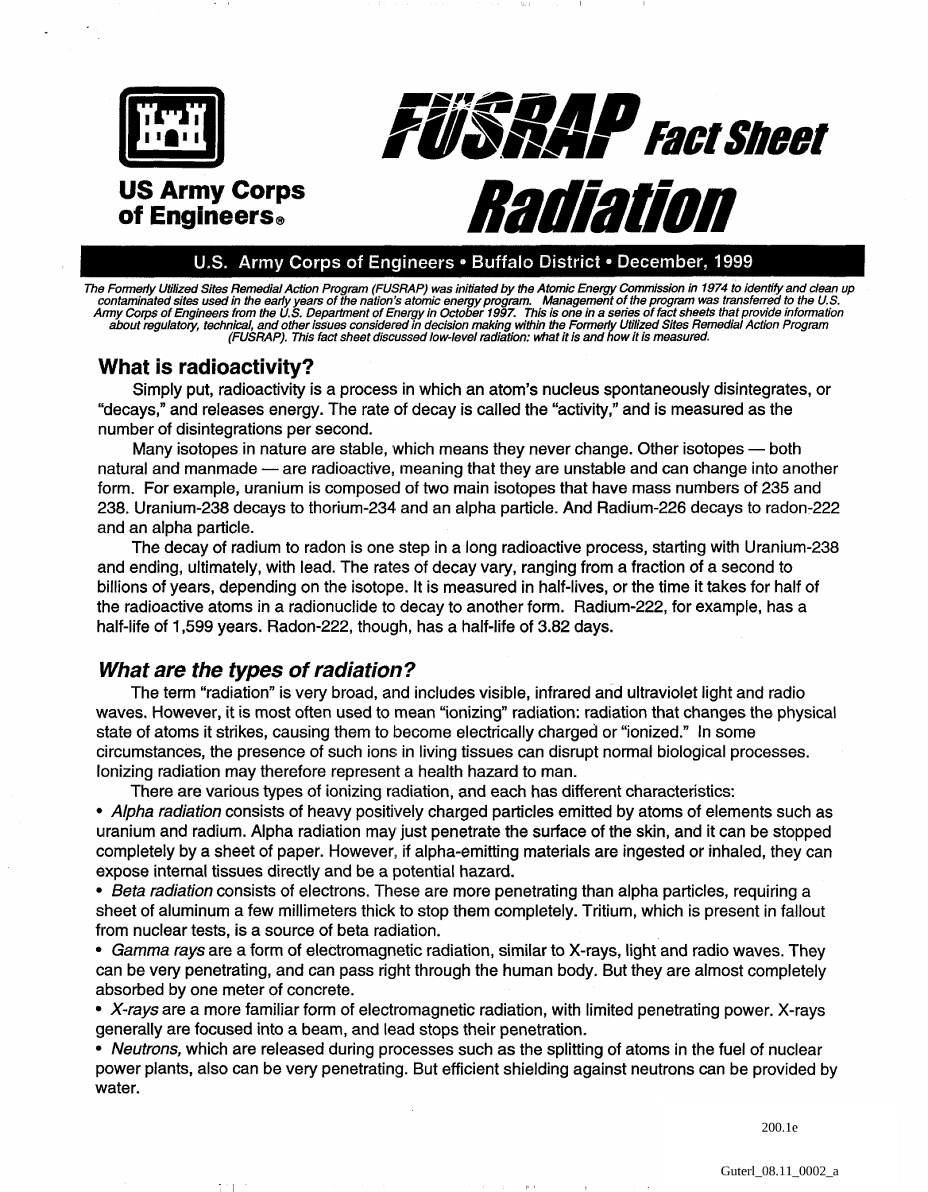**US Army Corps of Engineers®**

# FUSRAP Fact Sheet
# Radiation

**U.S. Army Corps of Engineers • Buffalo District • December, 1999**

*The Formerly Utilized Sites Remedial Action Program (FUSRAP) was initiated by the Atomic Energy Commission in 1974 to identify and clean up contaminated sites used in the early years of the nation's atomic energy program. Management of the program was transferred to the U.S. Army Corps of Engineers from the U.S. Department of Energy in October 1997. This is one in a series of fact sheets that provide information about regulatory, technical, and other issues considered in decision making within the Formerly Utilized Sites Remedial Action Program (FUSRAP). This fact sheet discussed low-level radiation: what it is and how it is measured.*

## What is radioactivity?

Simply put, radioactivity is a process in which an atom's nucleus spontaneously disintegrates, or "decays," and releases energy. The rate of decay is called the "activity," and is measured as the number of disintegrations per second.

Many isotopes in nature are stable, which means they never change. Other isotopes — both natural and manmade — are radioactive, meaning that they are unstable and can change into another form. For example, uranium is composed of two main isotopes that have mass numbers of 235 and 238. Uranium-238 decays to thorium-234 and an alpha particle. And Radium-226 decays to radon-222 and an alpha particle.

The decay of radium to radon is one step in a long radioactive process, starting with Uranium-238 and ending, ultimately, with lead. The rates of decay vary, ranging from a fraction of a second to billions of years, depending on the isotope. It is measured in half-lives, or the time it takes for half of the radioactive atoms in a radionuclide to decay to another form. Radium-222, for example, has a half-life of 1,599 years. Radon-222, though, has a half-life of 3.82 days.

## *What are the types of radiation?*

The term "radiation" is very broad, and includes visible, infrared and ultraviolet light and radio waves. However, it is most often used to mean "ionizing" radiation: radiation that changes the physical state of atoms it strikes, causing them to become electrically charged or "ionized." In some circumstances, the presence of such ions in living tissues can disrupt normal biological processes. Ionizing radiation may therefore represent a health hazard to man.

There are various types of ionizing radiation, and each has different characteristics:

- *Alpha radiation* consists of heavy positively charged particles emitted by atoms of elements such as uranium and radium. Alpha radiation may just penetrate the surface of the skin, and it can be stopped completely by a sheet of paper. However, if alpha-emitting materials are ingested or inhaled, they can expose internal tissues directly and be a potential hazard.
- *Beta radiation* consists of electrons. These are more penetrating than alpha particles, requiring a sheet of aluminum a few millimeters thick to stop them completely. Tritium, which is present in fallout from nuclear tests, is a source of beta radiation.
- *Gamma rays* are a form of electromagnetic radiation, similar to X-rays, light and radio waves. They can be very penetrating, and can pass right through the human body. But they are almost completely absorbed by one meter of concrete.
- *X-rays* are a more familiar form of electromagnetic radiation, with limited penetrating power. X-rays generally are focused into a beam, and lead stops their penetration.
- *Neutrons,* which are released during processes such as the splitting of atoms in the fuel of nuclear power plants, also can be very penetrating. But efficient shielding against neutrons can be provided by water.

200.1e

Guterl_08.11_0002_a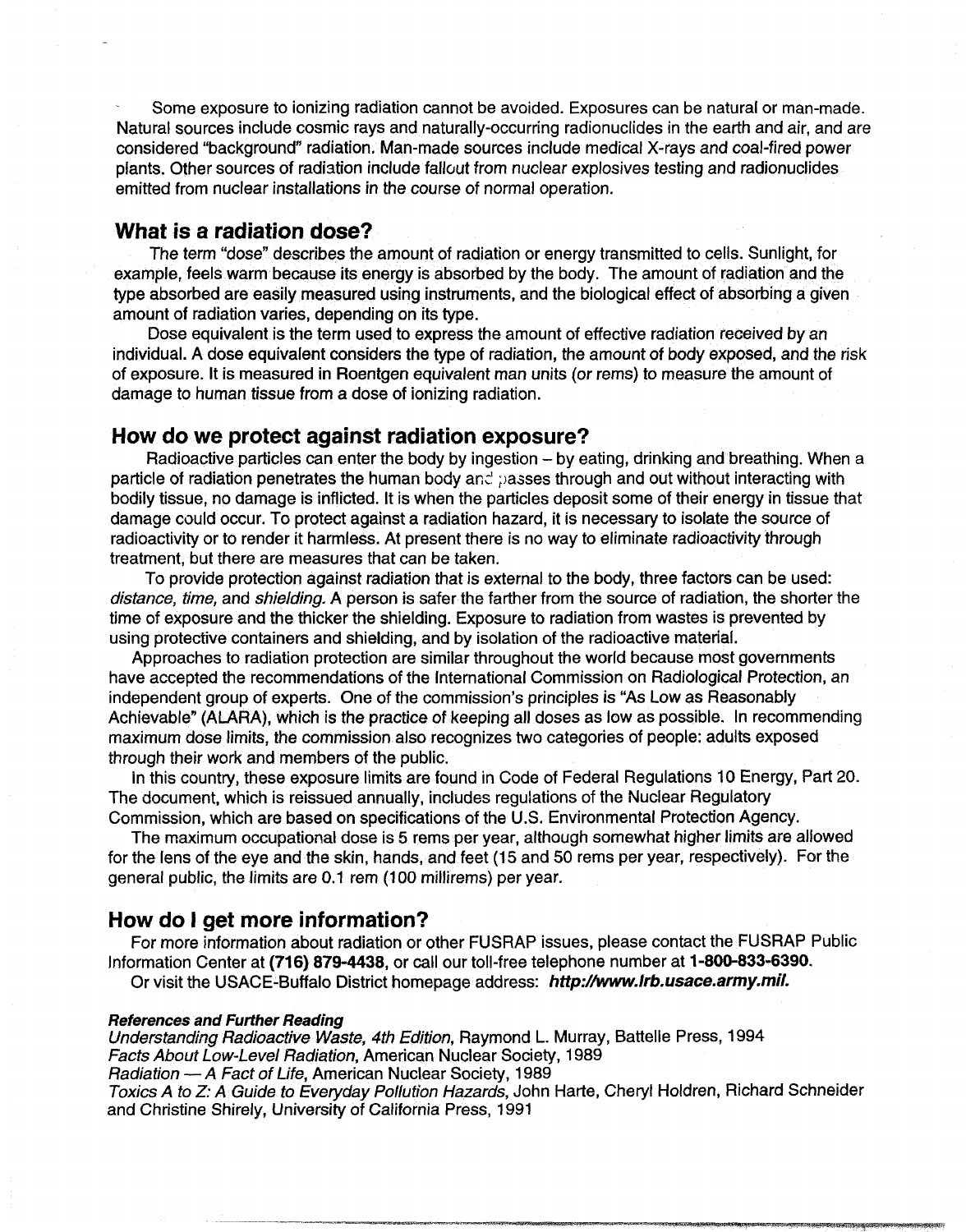Some exposure to ionizing radiation cannot be avoided. Exposures can be natural or man-made. Natural sources include cosmic rays and naturally-occurring radionuclides in the earth and air, and are considered "background" radiation. Man-made sources include medical X-rays and coal-fired power plants. Other sources of radiation include fallout from nuclear explosives testing and radionuclides emitted from nuclear installations in the course of normal operation.

## What is a radiation dose?

The term "dose" describes the amount of radiation or energy transmitted to cells. Sunlight, for example, feels warm because its energy is absorbed by the body. The amount of radiation and the type absorbed are easily measured using instruments, and the biological effect of absorbing a given amount of radiation varies, depending on its type.

Dose equivalent is the term used to express the amount of effective radiation received by an individual. A dose equivalent considers the type of radiation, the amount of body exposed, and the risk of exposure. It is measured in Roentgen equivalent man units (or rems) to measure the amount of damage to human tissue from a dose of ionizing radiation.

## How do we protect against radiation exposure?

Radioactive particles can enter the body by ingestion – by eating, drinking and breathing. When a particle of radiation penetrates the human body and passes through and out without interacting with bodily tissue, no damage is inflicted. It is when the particles deposit some of their energy in tissue that damage could occur. To protect against a radiation hazard, it is necessary to isolate the source of radioactivity or to render it harmless. At present there is no way to eliminate radioactivity through treatment, but there are measures that can be taken.

To provide protection against radiation that is external to the body, three factors can be used: *distance, time,* and *shielding.* A person is safer the farther from the source of radiation, the shorter the time of exposure and the thicker the shielding. Exposure to radiation from wastes is prevented by using protective containers and shielding, and by isolation of the radioactive material.

Approaches to radiation protection are similar throughout the world because most governments have accepted the recommendations of the International Commission on Radiological Protection, an independent group of experts. One of the commission's principles is "As Low as Reasonably Achievable" (ALARA), which is the practice of keeping all doses as low as possible. In recommending maximum dose limits, the commission also recognizes two categories of people: adults exposed through their work and members of the public.

In this country, these exposure limits are found in Code of Federal Regulations 10 Energy, Part 20. The document, which is reissued annually, includes regulations of the Nuclear Regulatory Commission, which are based on specifications of the U.S. Environmental Protection Agency.

The maximum occupational dose is 5 rems per year, although somewhat higher limits are allowed for the lens of the eye and the skin, hands, and feet (15 and 50 rems per year, respectively). For the general public, the limits are 0.1 rem (100 millirems) per year.

## How do I get more information?

For more information about radiation or other FUSRAP issues, please contact the FUSRAP Public Information Center at **(716) 879-4438**, or call our toll-free telephone number at **1-800-833-6390.**

Or visit the USACE-Buffalo District homepage address: ***http://www.lrb.usace.army.mil.***

***References and Further Reading***

*Understanding Radioactive Waste, 4th Edition,* Raymond L. Murray, Battelle Press, 1994

*Facts About Low-Level Radiation,* American Nuclear Society, 1989

*Radiation — A Fact of Life,* American Nuclear Society, 1989

*Toxics A to Z: A Guide to Everyday Pollution Hazards,* John Harte, Cheryl Holdren, Richard Schneider and Christine Shirely, University of California Press, 1991